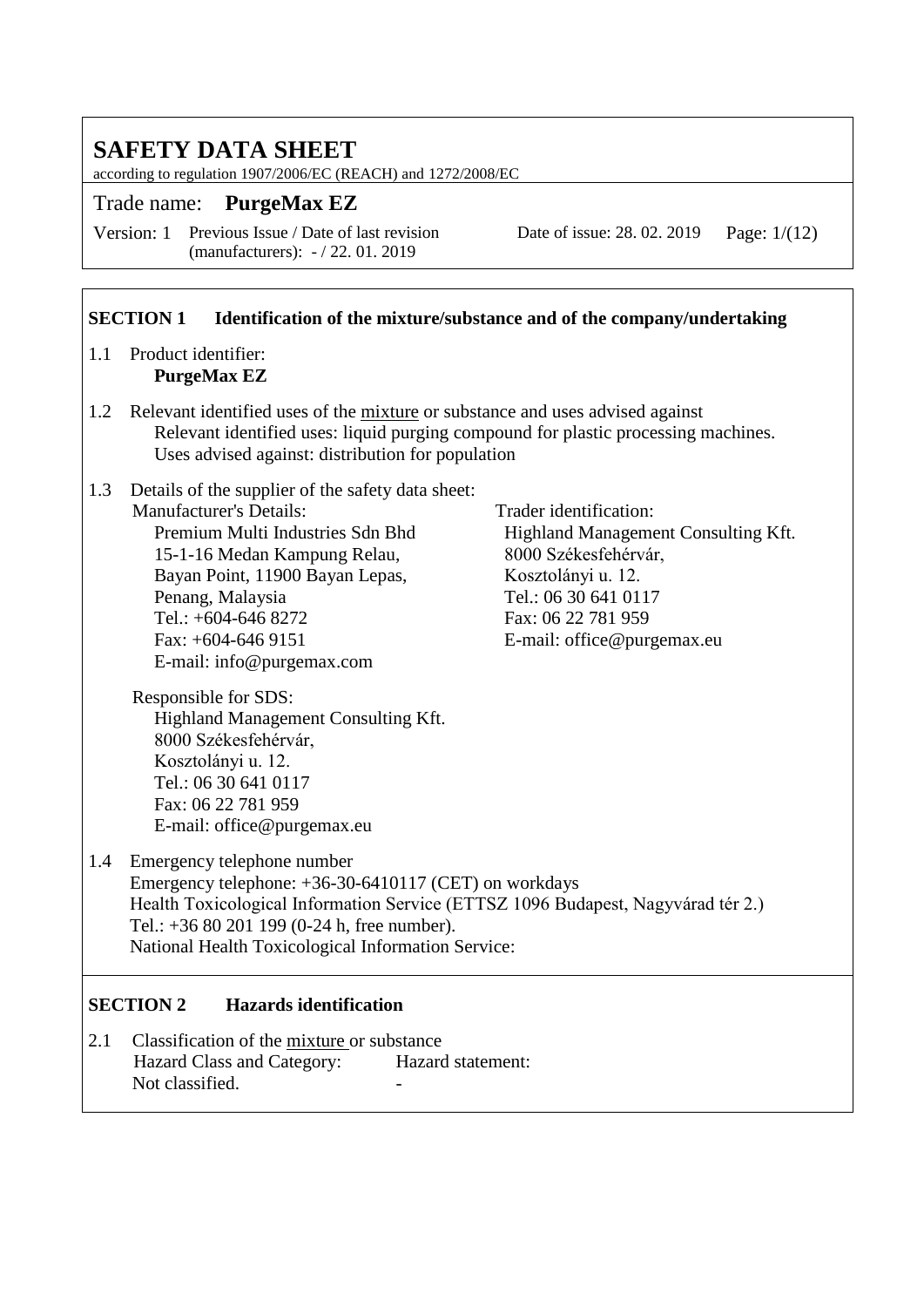# SAFETY DATA SHEET

according to regulation 1907/2006/EC (REACH) and 1272/2008/EC

Trade name: **PurgeMax EZ**

Version: 1 Previous Issue / Date of last revision (manufacturers): - / 22. 01. 2019 Date of issue: 28. 02. 2019

## SECTION 1 Identification of the mixture/substance and of the company/undertaking

1.1 Product identifier:
**PurgeMax EZ**

1.2 Relevant identified uses of the mixture or substance and uses advised against
Relevant identified uses: liquid purging compound for plastic processing machines.
Uses advised against: distribution for population

1.3 Details of the supplier of the safety data sheet:

Manufacturer's Details:
Premium Multi Industries Sdn Bhd
15-1-16 Medan Kampung Relau,
Bayan Point, 11900 Bayan Lepas,
Penang, Malaysia
Tel.: +604-646 8272
Fax: +604-646 9151
E-mail: info@purgemax.com

Trader identification:
Highland Management Consulting Kft.
8000 Székesfehérvár,
Kosztolányi u. 12.
Tel.: 06 30 641 0117
Fax: 06 22 781 959
E-mail: office@purgemax.eu

Responsible for SDS:
Highland Management Consulting Kft.
8000 Székesfehérvár,
Kosztolányi u. 12.
Tel.: 06 30 641 0117
Fax: 06 22 781 959
E-mail: office@purgemax.eu

1.4 Emergency telephone number
Emergency telephone: +36-30-6410117 (CET) on workdays
Health Toxicological Information Service (ETTSZ 1096 Budapest, Nagyvárad tér 2.)
Tel.: +36 80 201 199 (0-24 h, free number).
National Health Toxicological Information Service:

## SECTION 2 Hazards identification

2.1 Classification of the mixture or substance

| Hazard Class and Category: | Hazard statement: |
|---|---|
| Not classified. | - |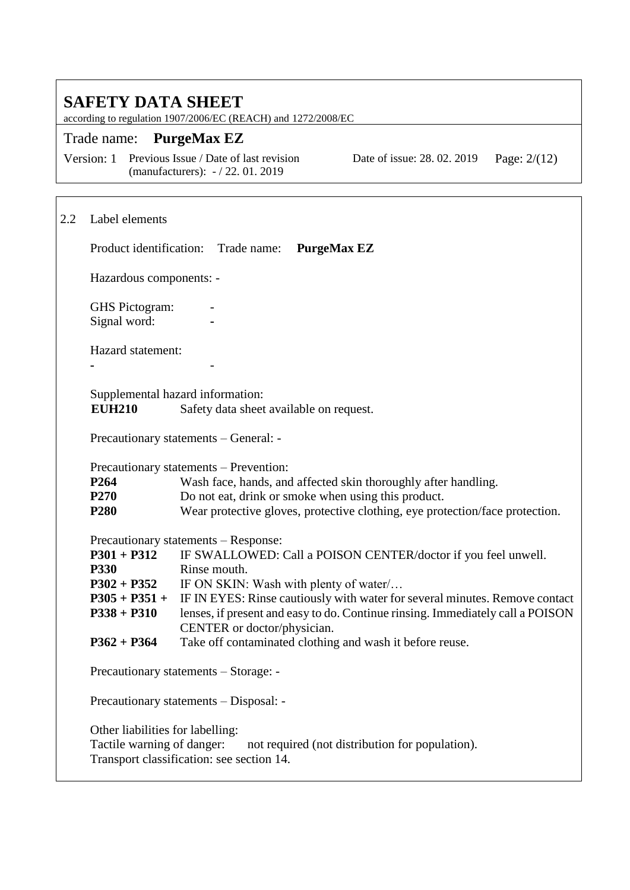## 2.2 Label elements

Product identification: Trade name: **PurgeMax EZ**

Hazardous components: -

GHS Pictogram: -
Signal word: -

Hazard statement:

| - | - |
|---|---|

Supplemental hazard information:

| | |
|---|---|
| **EUH210** | Safety data sheet available on request. |

Precautionary statements – General: -

Precautionary statements – Prevention:

| | |
|---|---|
| **P264** | Wash face, hands, and affected skin thoroughly after handling. |
| **P270** | Do not eat, drink or smoke when using this product. |
| **P280** | Wear protective gloves, protective clothing, eye protection/face protection. |

Precautionary statements – Response:

| | |
|---|---|
| **P301 + P312** | IF SWALLOWED: Call a POISON CENTER/doctor if you feel unwell. |
| **P330** | Rinse mouth. |
| **P302 + P352** | IF ON SKIN: Wash with plenty of water/… |
| **P305 + P351 + P338 + P310** | IF IN EYES: Rinse cautiously with water for several minutes. Remove contact lenses, if present and easy to do. Continue rinsing. Immediately call a POISON CENTER or doctor/physician. |
| **P362 + P364** | Take off contaminated clothing and wash it before reuse. |

Precautionary statements – Storage: -

Precautionary statements – Disposal: -

Other liabilities for labelling:
Tactile warning of danger: not required (not distribution for population).
Transport classification: see section 14.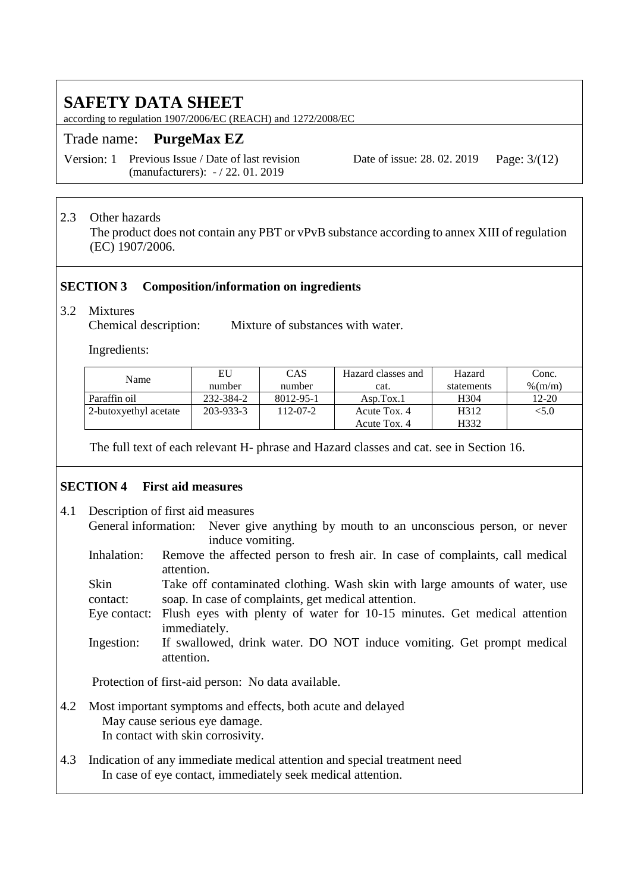2.3 Other hazards

The product does not contain any PBT or vPvB substance according to annex XIII of regulation (EC) 1907/2006.

## SECTION 3 Composition/information on ingredients

3.2 Mixtures

Chemical description: Mixture of substances with water.

Ingredients:

| Name | EU number | CAS number | Hazard classes and cat. | Hazard statements | Conc. %(m/m) |
|---|---|---|---|---|---|
| Paraffin oil | 232-384-2 | 8012-95-1 | Asp.Tox.1 | H304 | 12-20 |
| 2-butoxyethyl acetate | 203-933-3 | 112-07-2 | Acute Tox. 4<br>Acute Tox. 4 | H312<br>H332 | <5.0 |

The full text of each relevant H- phrase and Hazard classes and cat. see in Section 16.

## SECTION 4 First aid measures

4.1 Description of first aid measures

General information: Never give anything by mouth to an unconscious person, or never induce vomiting.

Inhalation: Remove the affected person to fresh air. In case of complaints, call medical attention.

Skin contact: Take off contaminated clothing. Wash skin with large amounts of water, use soap. In case of complaints, get medical attention.

Eye contact: Flush eyes with plenty of water for 10-15 minutes. Get medical attention immediately.

Ingestion: If swallowed, drink water. DO NOT induce vomiting. Get prompt medical attention.

Protection of first-aid person: No data available.

4.2 Most important symptoms and effects, both acute and delayed

May cause serious eye damage.

In contact with skin corrosivity.

4.3 Indication of any immediate medical attention and special treatment need

In case of eye contact, immediately seek medical attention.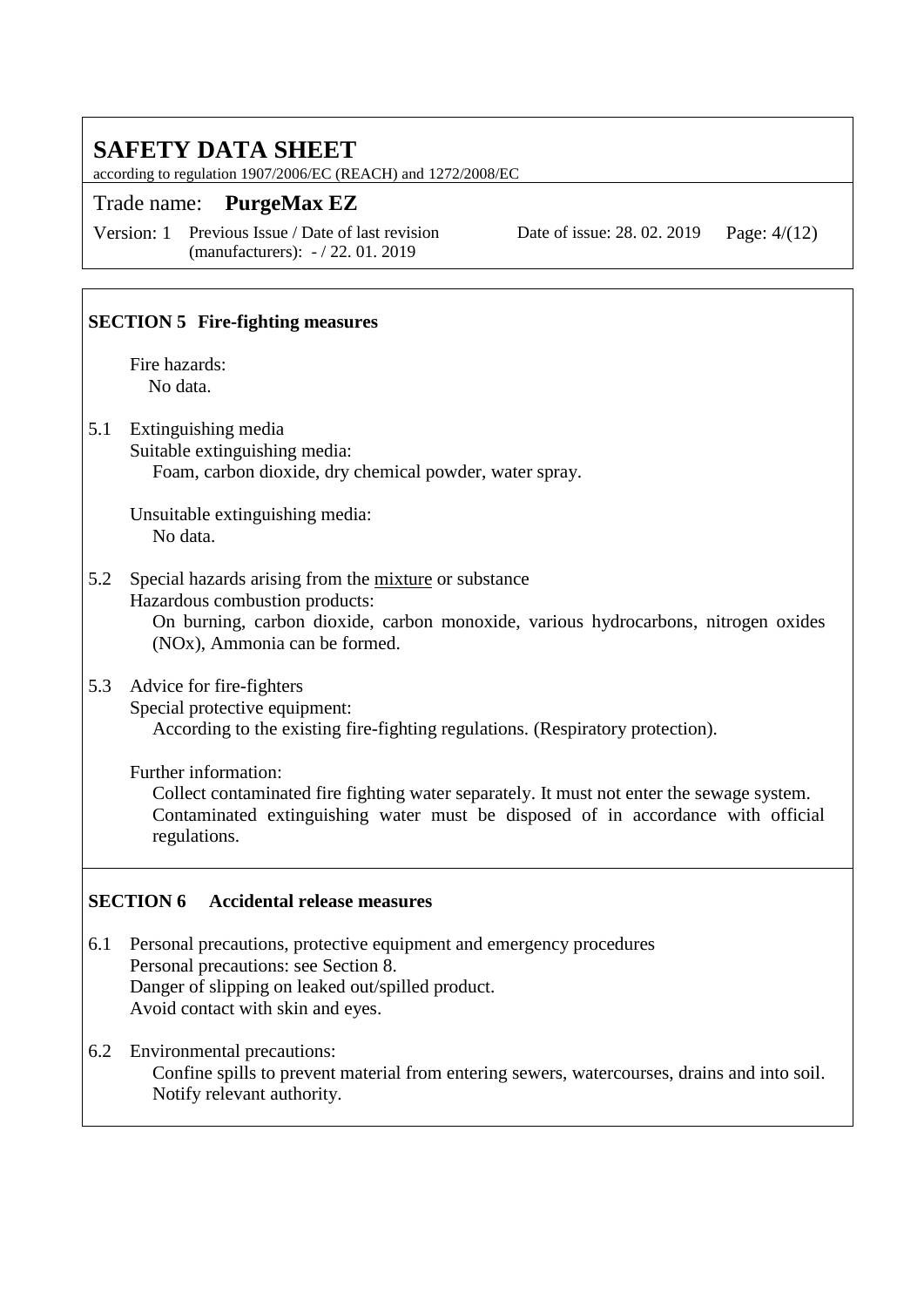## SECTION 5 Fire-fighting measures

Fire hazards:
No data.

5.1 Extinguishing media

Suitable extinguishing media:
Foam, carbon dioxide, dry chemical powder, water spray.

Unsuitable extinguishing media:
No data.

5.2 Special hazards arising from the mixture or substance

Hazardous combustion products:
On burning, carbon dioxide, carbon monoxide, various hydrocarbons, nitrogen oxides (NOx), Ammonia can be formed.

5.3 Advice for fire-fighters

Special protective equipment:
According to the existing fire-fighting regulations. (Respiratory protection).

Further information:
Collect contaminated fire fighting water separately. It must not enter the sewage system. Contaminated extinguishing water must be disposed of in accordance with official regulations.

## SECTION 6 Accidental release measures

6.1 Personal precautions, protective equipment and emergency procedures

Personal precautions: see Section 8.
Danger of slipping on leaked out/spilled product.
Avoid contact with skin and eyes.

6.2 Environmental precautions:

Confine spills to prevent material from entering sewers, watercourses, drains and into soil. Notify relevant authority.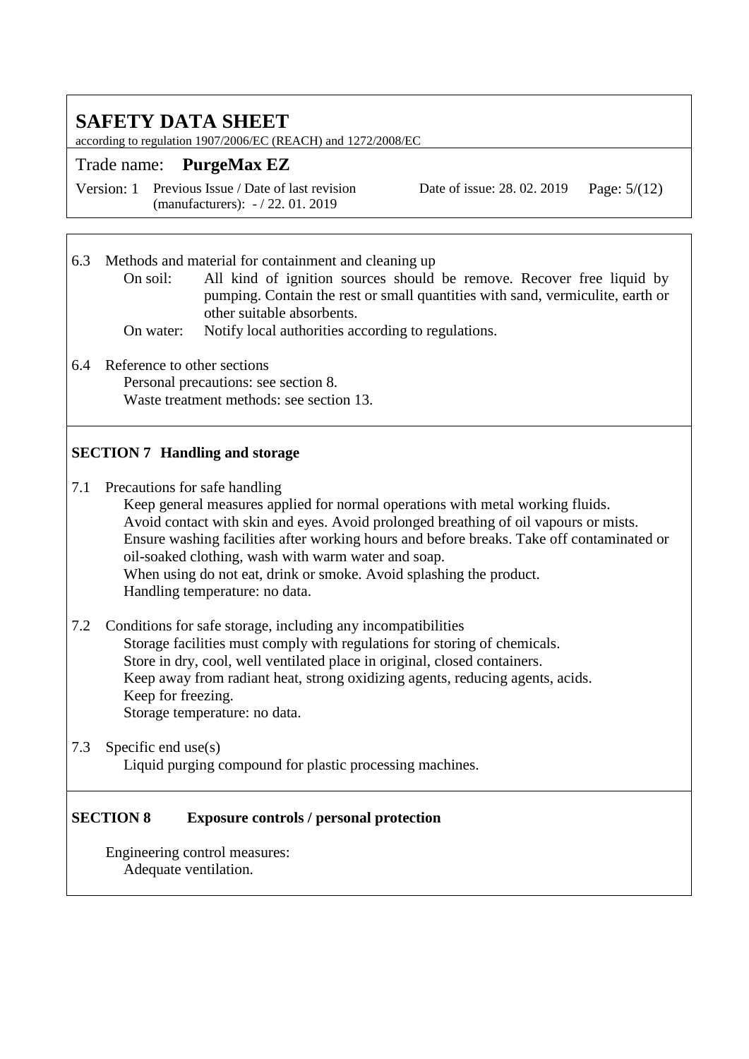6.3 Methods and material for containment and cleaning up

On soil: All kind of ignition sources should be remove. Recover free liquid by pumping. Contain the rest or small quantities with sand, vermiculite, earth or other suitable absorbents.

On water: Notify local authorities according to regulations.

6.4 Reference to other sections

Personal precautions: see section 8.
Waste treatment methods: see section 13.

## SECTION 7 Handling and storage

7.1 Precautions for safe handling

Keep general measures applied for normal operations with metal working fluids.
Avoid contact with skin and eyes. Avoid prolonged breathing of oil vapours or mists.
Ensure washing facilities after working hours and before breaks. Take off contaminated or oil-soaked clothing, wash with warm water and soap.
When using do not eat, drink or smoke. Avoid splashing the product.
Handling temperature: no data.

7.2 Conditions for safe storage, including any incompatibilities

Storage facilities must comply with regulations for storing of chemicals.
Store in dry, cool, well ventilated place in original, closed containers.
Keep away from radiant heat, strong oxidizing agents, reducing agents, acids.
Keep for freezing.
Storage temperature: no data.

7.3 Specific end use(s)

Liquid purging compound for plastic processing machines.

## SECTION 8 Exposure controls / personal protection

Engineering control measures:
Adequate ventilation.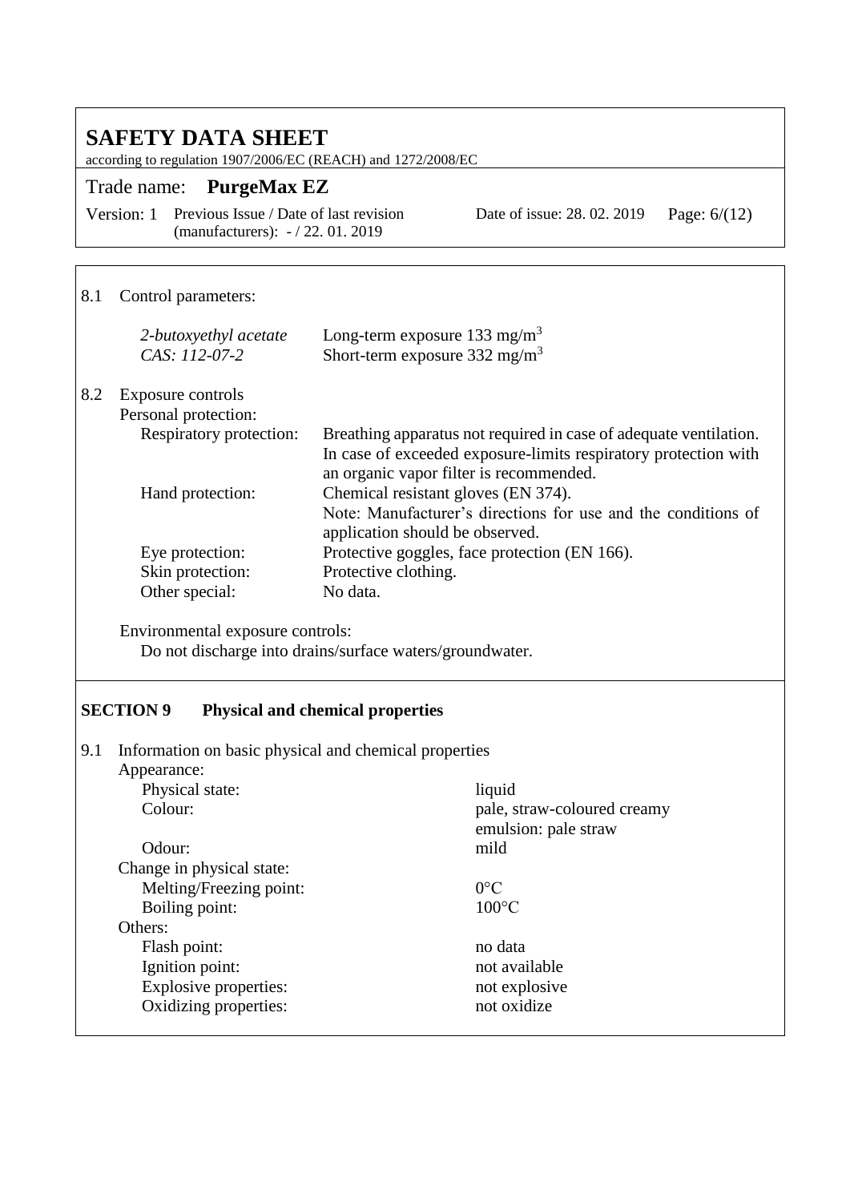8.1 Control parameters:

| | |
|---|---|
| *2-butoxyethyl acetate* | Long-term exposure 133 $mg/m^3$ |
| *CAS: 112-07-2* | Short-term exposure 332 $mg/m^3$ |

8.2 Exposure controls

Personal protection:

| | |
|---|---|
| Respiratory protection: | Breathing apparatus not required in case of adequate ventilation. In case of exceeded exposure-limits respiratory protection with an organic vapor filter is recommended. |
| Hand protection: | Chemical resistant gloves (EN 374). Note: Manufacturer's directions for use and the conditions of application should be observed. |
| Eye protection: | Protective goggles, face protection (EN 166). |
| Skin protection: | Protective clothing. |
| Other special: | No data. |

Environmental exposure controls:

Do not discharge into drains/surface waters/groundwater.

## SECTION 9 Physical and chemical properties

9.1 Information on basic physical and chemical properties

| | |
|---|---|
| **Appearance:** | |
| Physical state: | liquid |
| Colour: | pale, straw-coloured creamy emulsion: pale straw |
| Odour: | mild |
| **Change in physical state:** | |
| Melting/Freezing point: | 0°C |
| Boiling point: | 100°C |
| **Others:** | |
| Flash point: | no data |
| Ignition point: | not available |
| Explosive properties: | not explosive |
| Oxidizing properties: | not oxidize |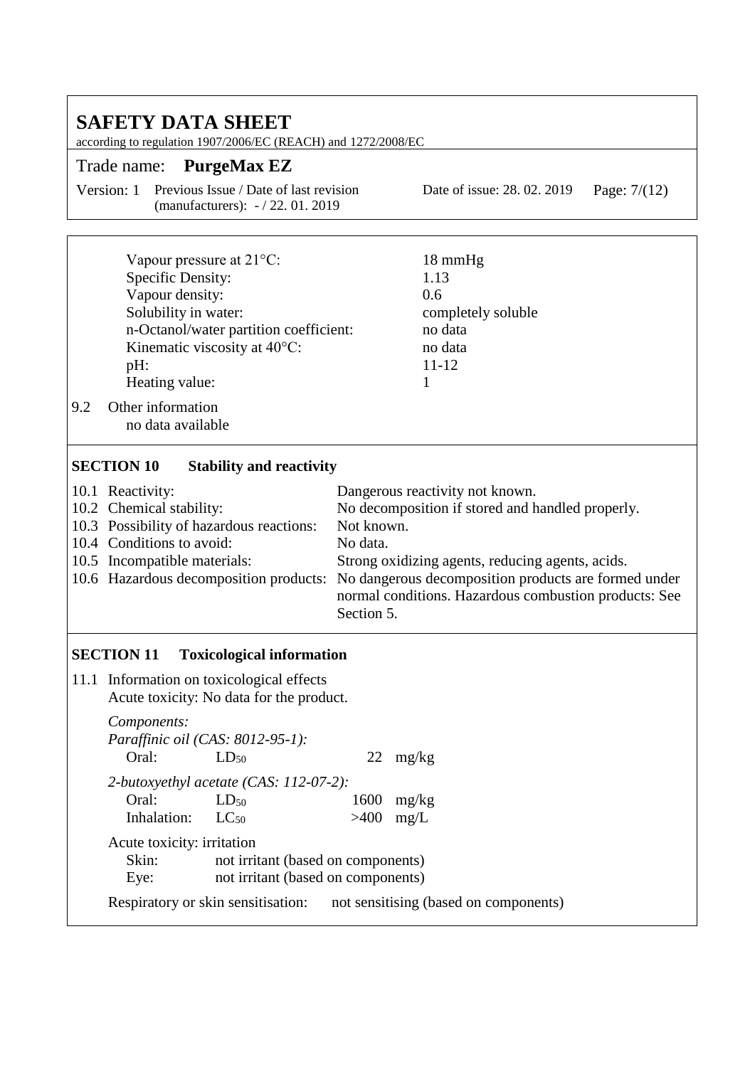| | |
|---|---|
| Vapour pressure at 21°C: | 18 mmHg |
| Specific Density: | 1.13 |
| Vapour density: | 0.6 |
| Solubility in water: | completely soluble |
| n-Octanol/water partition coefficient: | no data |
| Kinematic viscosity at 40°C: | no data |
| pH: | 11-12 |
| Heating value: | 1 |

9.2 Other information
no data available

## SECTION 10 Stability and reactivity

| | |
|---|---|
| 10.1 Reactivity: | Dangerous reactivity not known. |
| 10.2 Chemical stability: | No decomposition if stored and handled properly. |
| 10.3 Possibility of hazardous reactions: | Not known. |
| 10.4 Conditions to avoid: | No data. |
| 10.5 Incompatible materials: | Strong oxidizing agents, reducing agents, acids. |
| 10.6 Hazardous decomposition products: | No dangerous decomposition products are formed under normal conditions. Hazardous combustion products: See Section 5. |

## SECTION 11 Toxicological information

11.1 Information on toxicological effects
Acute toxicity: No data for the product.

*Components:*

*Paraffinic oil (CAS: 8012-95-1):*

| | | | |
|---|---|---|---|
| Oral: | $LD_{50}$ | 22 | mg/kg |

*2-butoxyethyl acetate (CAS: 112-07-2):*

| | | | |
|---|---|---|---|
| Oral: | $LD_{50}$ | 1600 | mg/kg |
| Inhalation: | $LC_{50}$ | >400 | mg/L |

Acute toxicity: irritation

| | |
|---|---|
| Skin: | not irritant (based on components) |
| Eye: | not irritant (based on components) |

Respiratory or skin sensitisation: not sensitising (based on components)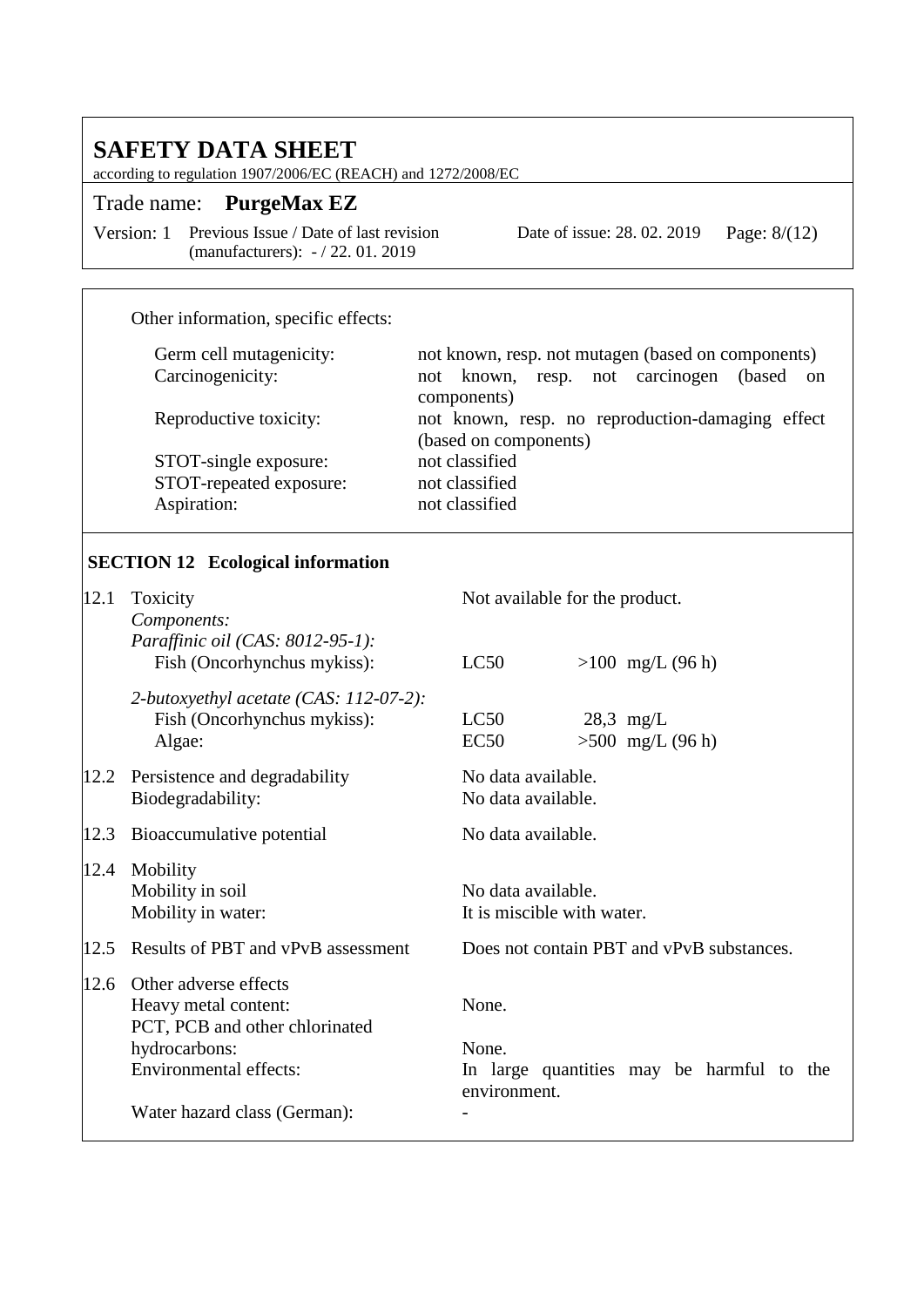Other information, specific effects:

| | |
|---|---|
| Germ cell mutagenicity: | not known, resp. not mutagen (based on components) |
| Carcinogenicity: | not known, resp. not carcinogen (based on components) |
| Reproductive toxicity: | not known, resp. no reproduction-damaging effect (based on components) |
| STOT-single exposure: | not classified |
| STOT-repeated exposure: | not classified |
| Aspiration: | not classified |

## SECTION 12 Ecological information

**12.1 Toxicity** — Not available for the product.

*Components:*

*Paraffinic oil (CAS: 8012-95-1):*

| | | |
|---|---|---|
| Fish (Oncorhynchus mykiss): | LC50 | >100 mg/L (96 h) |

*2-butoxyethyl acetate (CAS: 112-07-2):*

| | | |
|---|---|---|
| Fish (Oncorhynchus mykiss): | LC50 | 28,3 mg/L |
| Algae: | EC50 | >500 mg/L (96 h) |

**12.2 Persistence and degradability** — No data available.

Biodegradability: No data available.

**12.3 Bioaccumulative potential** — No data available.

**12.4 Mobility**

Mobility in soil: No data available.

Mobility in water: It is miscible with water.

**12.5 Results of PBT and vPvB assessment** — Does not contain PBT and vPvB substances.

**12.6 Other adverse effects**

Heavy metal content: None.

PCT, PCB and other chlorinated hydrocarbons: None.

Environmental effects: In large quantities may be harmful to the environment.

Water hazard class (German): -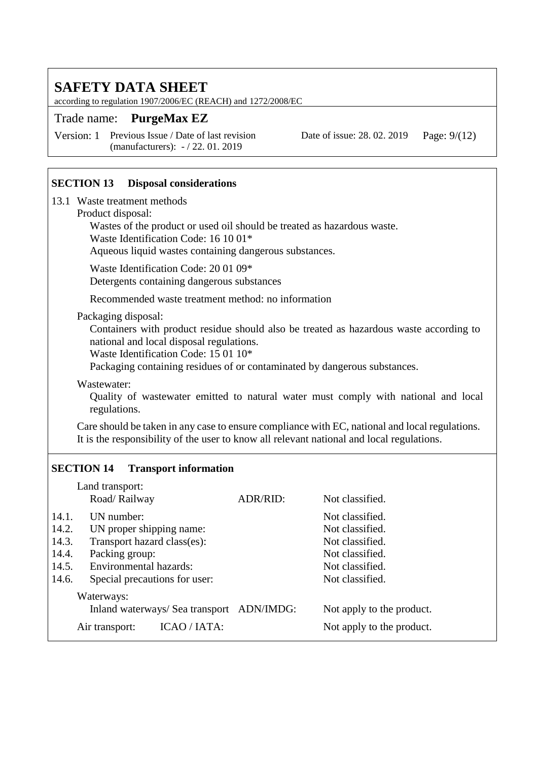# SAFETY DATA SHEET

according to regulation 1907/2006/EC (REACH) and 1272/2008/EC

Trade name: **PurgeMax EZ**

Version: 1 Previous Issue / Date of last revision (manufacturers): - / 22. 01. 2019 Date of issue: 28. 02. 2019

## SECTION 13 Disposal considerations

13.1 Waste treatment methods

Product disposal:

Wastes of the product or used oil should be treated as hazardous waste.
Waste Identification Code: 16 10 01*
Aqueous liquid wastes containing dangerous substances.

Waste Identification Code: 20 01 09*
Detergents containing dangerous substances

Recommended waste treatment method: no information

Packaging disposal:

Containers with product residue should also be treated as hazardous waste according to national and local disposal regulations.
Waste Identification Code: 15 01 10*
Packaging containing residues of or contaminated by dangerous substances.

Wastewater:

Quality of wastewater emitted to natural water must comply with national and local regulations.

Care should be taken in any case to ensure compliance with EC, national and local regulations. It is the responsibility of the user to know all relevant national and local regulations.

## SECTION 14 Transport information

Land transport:

| | | | |
|---|---|---|---|
| | Road/ Railway | ADR/RID: | Not classified. |
| 14.1. | UN number: | | Not classified. |
| 14.2. | UN proper shipping name: | | Not classified. |
| 14.3. | Transport hazard class(es): | | Not classified. |
| 14.4. | Packing group: | | Not classified. |
| 14.5. | Environmental hazards: | | Not classified. |
| 14.6. | Special precautions for user: | | Not classified. |

Waterways:

| | | |
|---|---|---|
| Inland waterways/ Sea transport | ADN/IMDG: | Not apply to the product. |
| Air transport: | ICAO / IATA: | Not apply to the product. |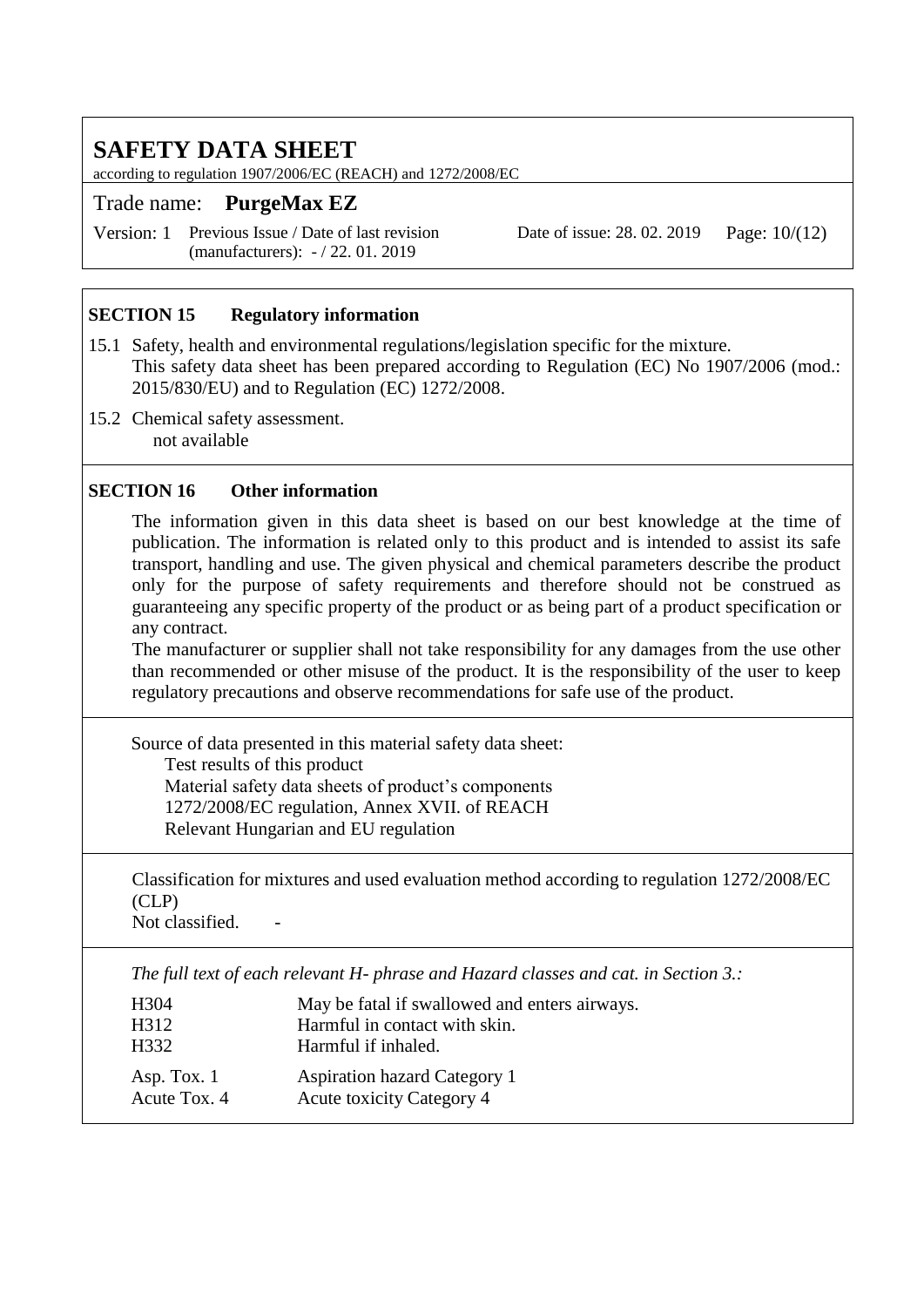## SECTION 15 Regulatory information

15.1 Safety, health and environmental regulations/legislation specific for the mixture.
This safety data sheet has been prepared according to Regulation (EC) No 1907/2006 (mod.: 2015/830/EU) and to Regulation (EC) 1272/2008.

15.2 Chemical safety assessment.
not available

## SECTION 16 Other information

The information given in this data sheet is based on our best knowledge at the time of publication. The information is related only to this product and is intended to assist its safe transport, handling and use. The given physical and chemical parameters describe the product only for the purpose of safety requirements and therefore should not be construed as guaranteeing any specific property of the product or as being part of a product specification or any contract.
The manufacturer or supplier shall not take responsibility for any damages from the use other than recommended or other misuse of the product. It is the responsibility of the user to keep regulatory precautions and observe recommendations for safe use of the product.

Source of data presented in this material safety data sheet:
- Test results of this product
- Material safety data sheets of product's components
- 1272/2008/EC regulation, Annex XVII. of REACH
- Relevant Hungarian and EU regulation

Classification for mixtures and used evaluation method according to regulation 1272/2008/EC (CLP)
Not classified. -

*The full text of each relevant H- phrase and Hazard classes and cat. in Section 3.:*

| | |
|---|---|
| H304 | May be fatal if swallowed and enters airways. |
| H312 | Harmful in contact with skin. |
| H332 | Harmful if inhaled. |
| Asp. Tox. 1 | Aspiration hazard Category 1 |
| Acute Tox. 4 | Acute toxicity Category 4 |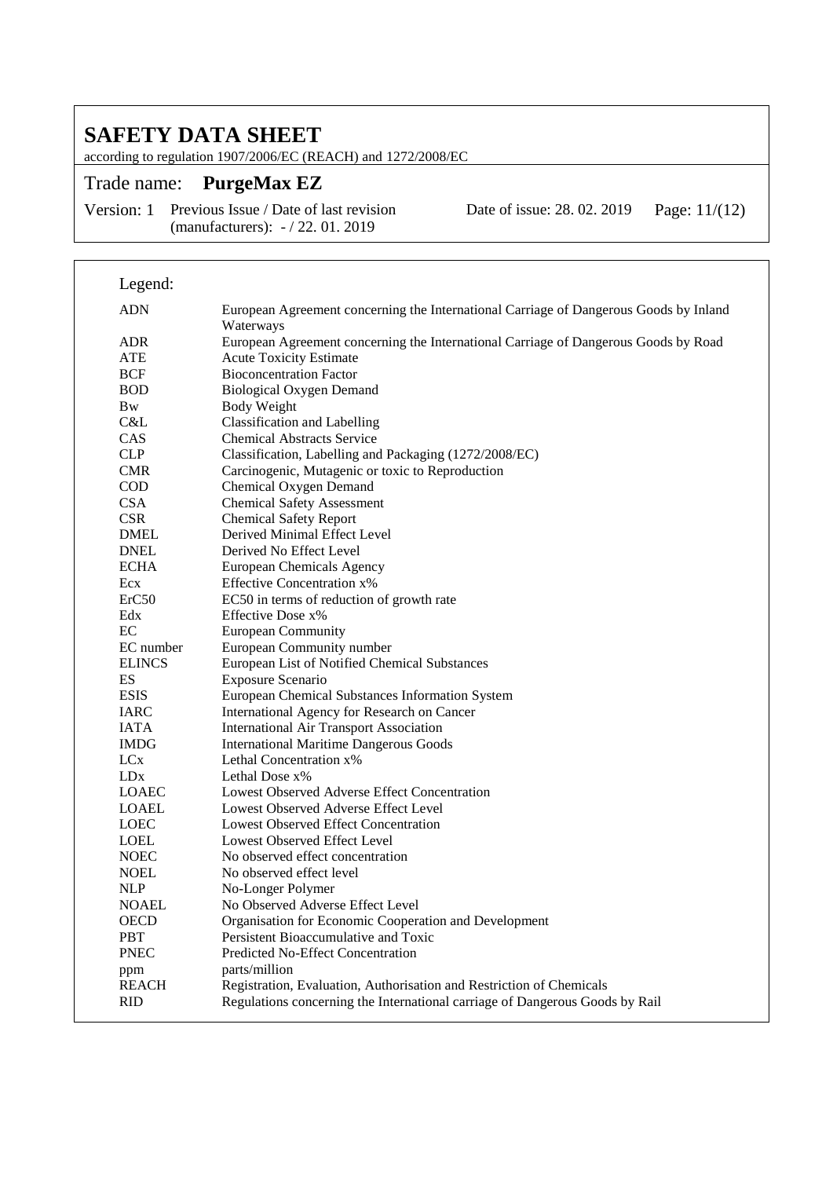Legend:

| | |
|---|---|
| ADN | European Agreement concerning the International Carriage of Dangerous Goods by Inland Waterways |
| ADR | European Agreement concerning the International Carriage of Dangerous Goods by Road |
| ATE | Acute Toxicity Estimate |
| BCF | Bioconcentration Factor |
| BOD | Biological Oxygen Demand |
| Bw | Body Weight |
| C&L | Classification and Labelling |
| CAS | Chemical Abstracts Service |
| CLP | Classification, Labelling and Packaging (1272/2008/EC) |
| CMR | Carcinogenic, Mutagenic or toxic to Reproduction |
| COD | Chemical Oxygen Demand |
| CSA | Chemical Safety Assessment |
| CSR | Chemical Safety Report |
| DMEL | Derived Minimal Effect Level |
| DNEL | Derived No Effect Level |
| ECHA | European Chemicals Agency |
| Ecx | Effective Concentration x% |
| ErC50 | EC50 in terms of reduction of growth rate |
| Edx | Effective Dose x% |
| EC | European Community |
| EC number | European Community number |
| ELINCS | European List of Notified Chemical Substances |
| ES | Exposure Scenario |
| ESIS | European Chemical Substances Information System |
| IARC | International Agency for Research on Cancer |
| IATA | International Air Transport Association |
| IMDG | International Maritime Dangerous Goods |
| LCx | Lethal Concentration x% |
| LDx | Lethal Dose x% |
| LOAEC | Lowest Observed Adverse Effect Concentration |
| LOAEL | Lowest Observed Adverse Effect Level |
| LOEC | Lowest Observed Effect Concentration |
| LOEL | Lowest Observed Effect Level |
| NOEC | No observed effect concentration |
| NOEL | No observed effect level |
| NLP | No-Longer Polymer |
| NOAEL | No Observed Adverse Effect Level |
| OECD | Organisation for Economic Cooperation and Development |
| PBT | Persistent Bioaccumulative and Toxic |
| PNEC | Predicted No-Effect Concentration |
| ppm | parts/million |
| REACH | Registration, Evaluation, Authorisation and Restriction of Chemicals |
| RID | Regulations concerning the International carriage of Dangerous Goods by Rail |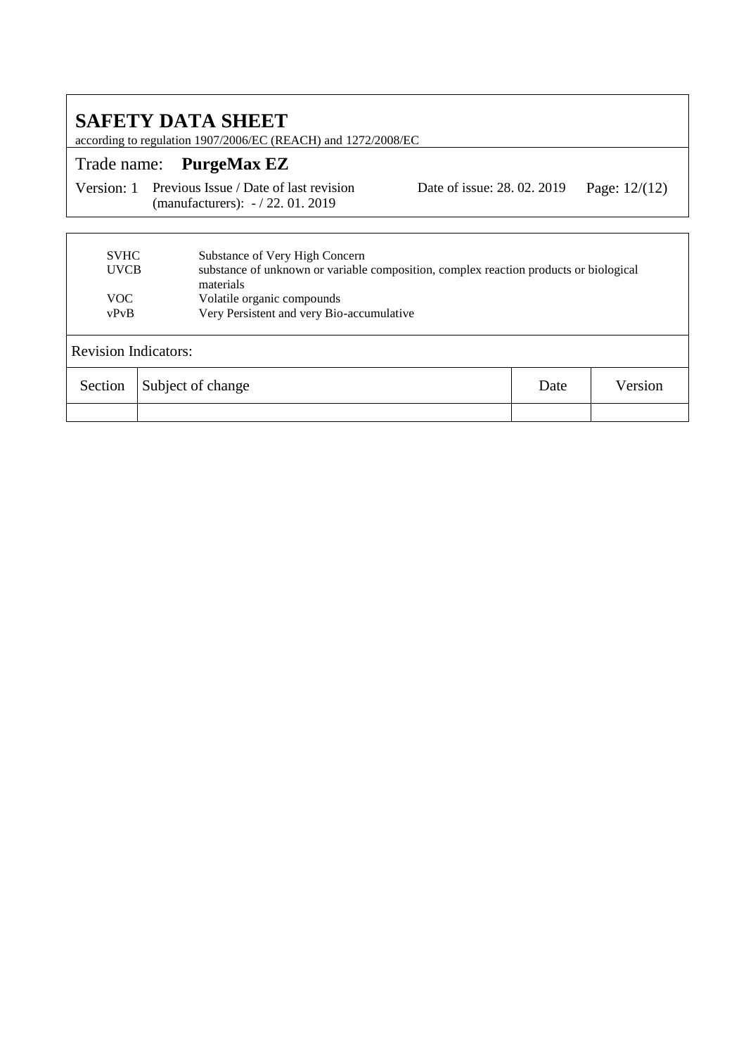| | |
|---|---|
| SVHC | Substance of Very High Concern |
| UVCB | substance of unknown or variable composition, complex reaction products or biological materials |
| VOC | Volatile organic compounds |
| vPvB | Very Persistent and very Bio-accumulative |

Revision Indicators:

| Section | Subject of change | Date | Version |
|---|---|---|---|
| | | | |